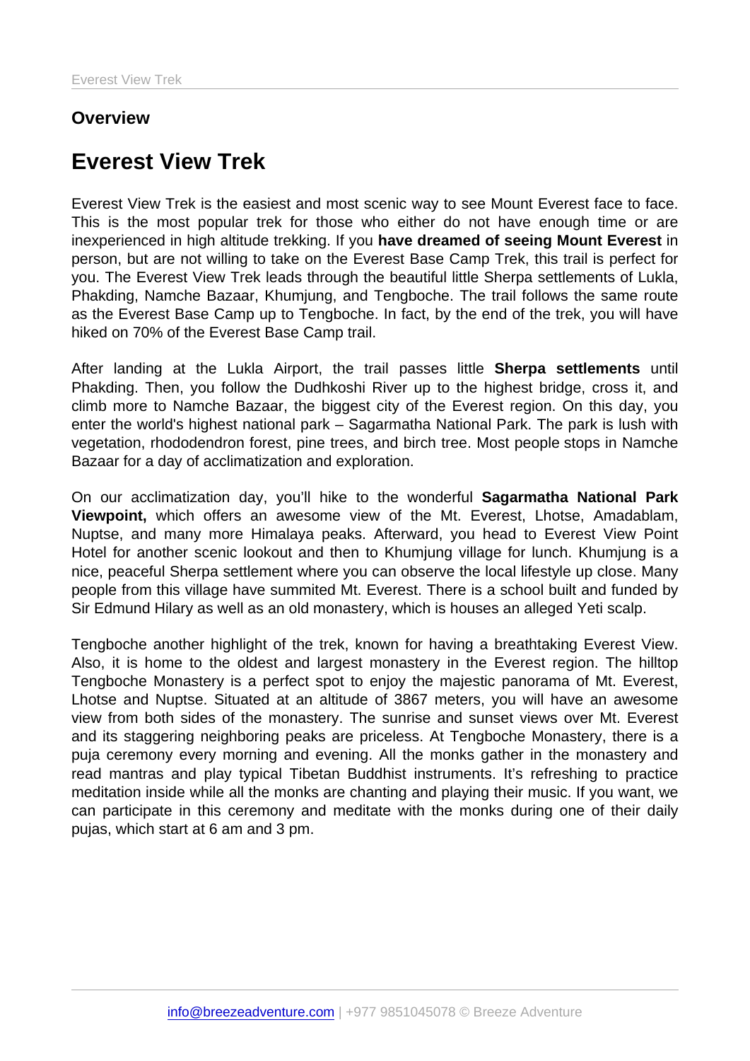## Overview

# Everest View Trek

Everest View Trek is the easiest and most scenic way to see Mount Everest face to face. This is the most popular trek for those who either do not have enough time or are inexperienced in high altitude trekking. If you **have dreamed of seeing Mount Everest** in person, but are not willing to take on the Everest Base Camp Trek, this trail is perfect for you. The Everest View Trek leads through the beautiful little Sherpa settlements of Lukla, Phakding, Namche Bazaar, Khumjung, and Tengboche. The trail follows the same route as the Everest Base Camp up to Tengboche. In fact, by the end of the trek, you will have hiked on 70% of the Everest Base Camp trail.

After landing at the Lukla Airport, the trail passes little **Sherpa settlements** until Phakding. Then, you follow the Dudhkoshi River up to the highest bridge, cross it, and climb more to Namche Bazaar, the biggest city of the Everest region. On this day, you enter the world's highest national park – Sagarmatha National Park. The park is lush with vegetation, rhododendron forest, pine trees, and birch tree. Most people stops in Namche Bazaar for a day of acclimatization and exploration.

On our acclimatization day, you'll hike to the wonderful **Sagarmatha National Park Viewpoint,** which offers an awesome view of the Mt. Everest, Lhotse, Amadablam, Nuptse, and many more Himalaya peaks. Afterward, you head to Everest View Point Hotel for another scenic lookout and then to Khumjung village for lunch. Khumjung is a nice, peaceful Sherpa settlement where you can observe the local lifestyle up close. Many people from this village have summited Mt. Everest. There is a school built and funded by Sir Edmund Hilary as well as an old monastery, which is houses an alleged Yeti scalp.

Tengboche another highlight of the trek, known for having a breathtaking Everest View. Also, it is home to the oldest and largest monastery in the Everest region. The hilltop Tengboche Monastery is a perfect spot to enjoy the majestic panorama of Mt. Everest, Lhotse and Nuptse. Situated at an altitude of 3867 meters, you will have an awesome view from both sides of the monastery. The sunrise and sunset views over Mt. Everest and its staggering neighboring peaks are priceless. At Tengboche Monastery, there is a puja ceremony every morning and evening. All the monks gather in the monastery and read mantras and play typical Tibetan Buddhist instruments. It's refreshing to practice meditation inside while all the monks are chanting and playing their music. If you want, we can participate in this ceremony and meditate with the monks during one of their daily pujas, which start at 6 am and 3 pm.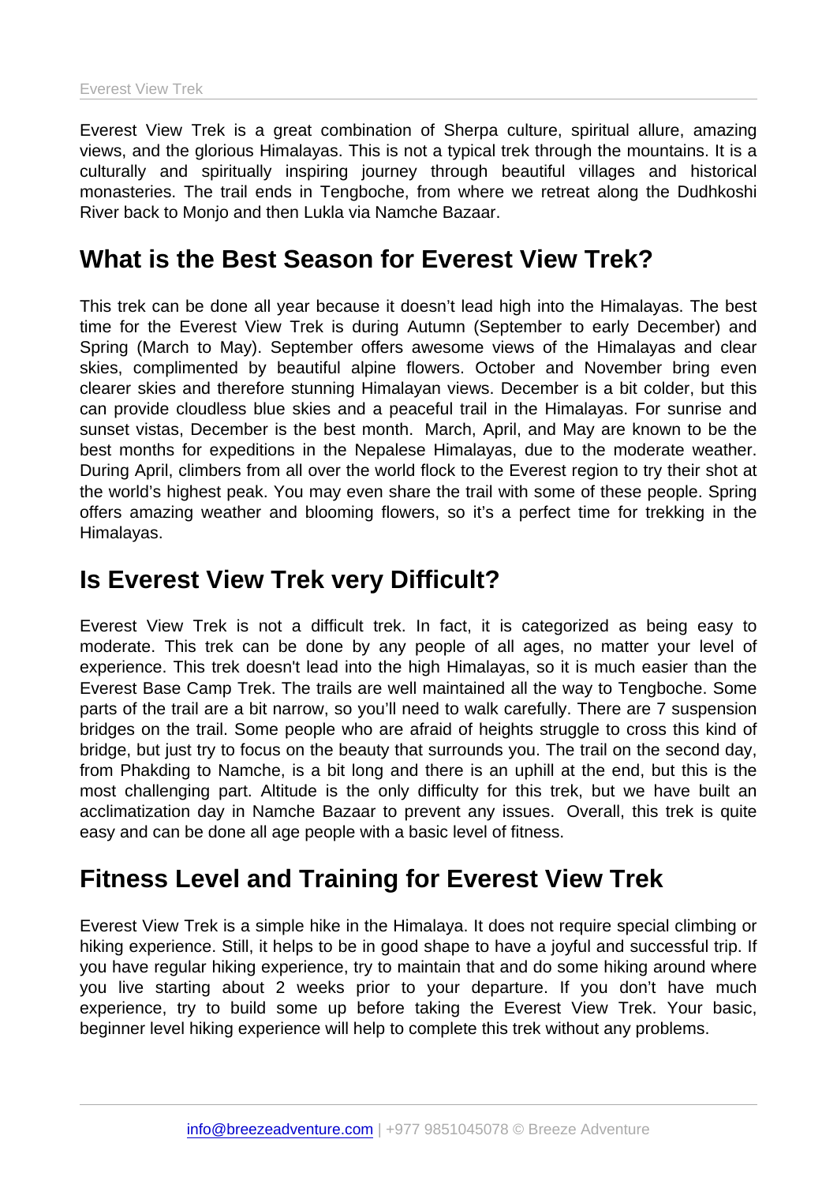Everest View Trek is a great combination of Sherpa culture, spiritual allure, amazing views, and the glorious Himalayas. This is not a typical trek through the mountains. It is a culturally and spiritually inspiring journey through beautiful villages and historical monasteries. The trail ends in Tengboche, from where we retreat along the Dudhkoshi River back to Monjo and then Lukla via Namche Bazaar.

## What is the Best Season for Everest View Trek?

This trek can be done all year because it doesn't lead high into the Himalayas. The best time for the Everest View Trek is during Autumn (September to early December) and Spring (March to May). September offers awesome views of the Himalayas and clear skies, complimented by beautiful alpine flowers. October and November bring even clearer skies and therefore stunning Himalayan views. December is a bit colder, but this can provide cloudless blue skies and a peaceful trail in the Himalayas. For sunrise and sunset vistas, December is the best month. March, April, and May are known to be the best months for expeditions in the Nepalese Himalayas, due to the moderate weather. During April, climbers from all over the world flock to the Everest region to try their shot at the world's highest peak. You may even share the trail with some of these people. Spring offers amazing weather and blooming flowers, so it's a perfect time for trekking in the Himalayas.

## Is Everest View Trek very Difficult?

Everest View Trek is not a difficult trek. In fact, it is categorized as being easy to moderate. This trek can be done by any people of all ages, no matter your level of experience. This trek doesn't lead into the high Himalayas, so it is much easier than the Everest Base Camp Trek. The trails are well maintained all the way to Tengboche. Some parts of the trail are a bit narrow, so you'll need to walk carefully. There are 7 suspension bridges on the trail. Some people who are afraid of heights struggle to cross this kind of bridge, but just try to focus on the beauty that surrounds you. The trail on the second day, from Phakding to Namche, is a bit long and there is an uphill at the end, but this is the most challenging part. Altitude is the only difficulty for this trek, but we have built an acclimatization day in Namche Bazaar to prevent any issues. Overall, this trek is quite easy and can be done all age people with a basic level of fitness.

## Fitness Level and Training for Everest View Trek

Everest View Trek is a simple hike in the Himalaya. It does not require special climbing or hiking experience. Still, it helps to be in good shape to have a joyful and successful trip. If you have regular hiking experience, try to maintain that and do some hiking around where you live starting about 2 weeks prior to your departure. If you don't have much experience, try to build some up before taking the Everest View Trek. Your basic, beginner level hiking experience will help to complete this trek without any problems.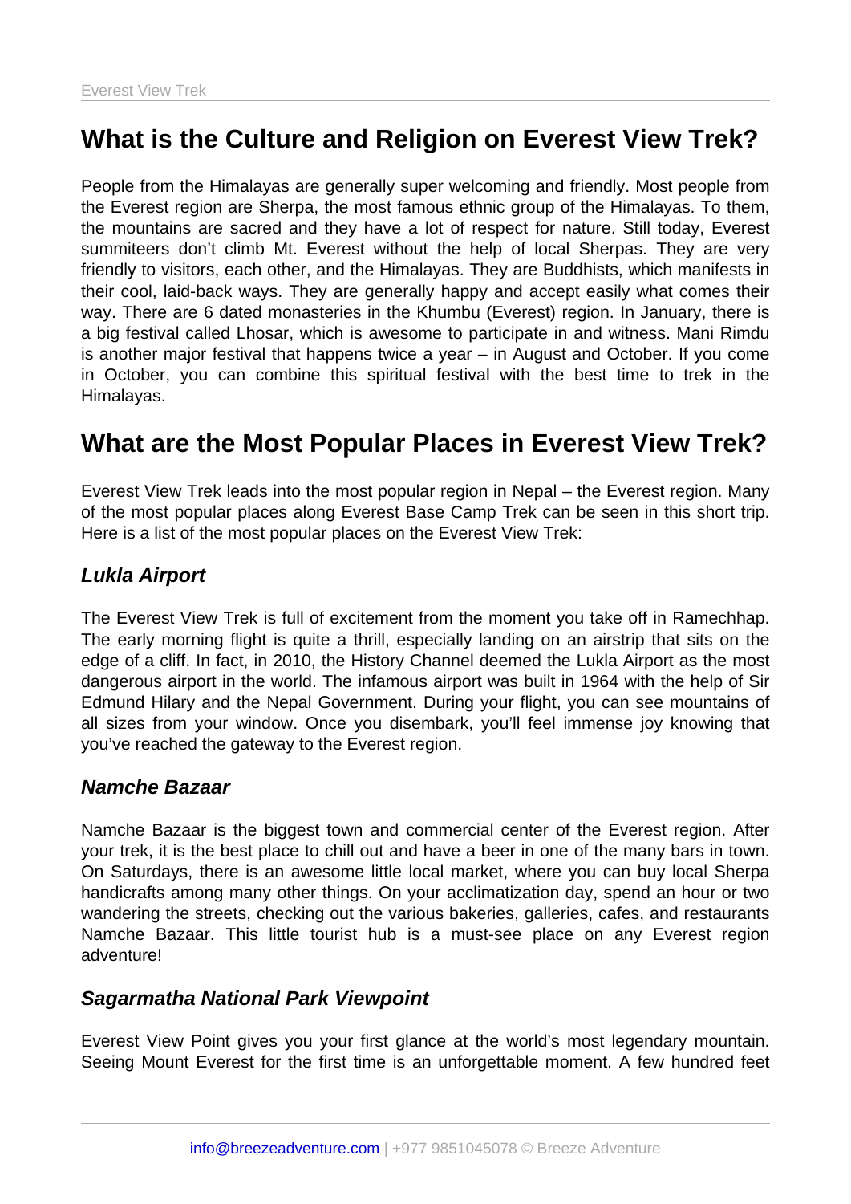## What is the Culture and Religion on Everest View Trek?

People from the Himalayas are generally super welcoming and friendly. Most people from the Everest region are Sherpa, the most famous ethnic group of the Himalayas. To them, the mountains are sacred and they have a lot of respect for nature. Still today, Everest summiteers don't climb Mt. Everest without the help of local Sherpas. They are very friendly to visitors, each other, and the Himalayas. They are Buddhists, which manifests in their cool, laid-back ways. They are generally happy and accept easily what comes their way. There are 6 dated monasteries in the Khumbu (Everest) region. In January, there is a big festival called Lhosar, which is awesome to participate in and witness. Mani Rimdu is another major festival that happens twice a year – in August and October. If you come in October, you can combine this spiritual festival with the best time to trek in the Himalayas.

## What are the Most Popular Places in Everest View Trek?

Everest View Trek leads into the most popular region in Nepal – the Everest region. Many of the most popular places along Everest Base Camp Trek can be seen in this short trip. Here is a list of the most popular places on the Everest View Trek:

### *Lukla Airport*

The Everest View Trek is full of excitement from the moment you take off in Ramechhap. The early morning flight is quite a thrill, especially landing on an airstrip that sits on the edge of a cliff. In fact, in 2010, the History Channel deemed the Lukla Airport as the most dangerous airport in the world. The infamous airport was built in 1964 with the help of Sir Edmund Hilary and the Nepal Government. During your flight, you can see mountains of all sizes from your window. Once you disembark, you'll feel immense joy knowing that you've reached the gateway to the Everest region.

### *Namche Bazaar*

Namche Bazaar is the biggest town and commercial center of the Everest region. After your trek, it is the best place to chill out and have a beer in one of the many bars in town. On Saturdays, there is an awesome little local market, where you can buy local Sherpa handicrafts among many other things. On your acclimatization day, spend an hour or two wandering the streets, checking out the various bakeries, galleries, cafes, and restaurants Namche Bazaar. This little tourist hub is a must-see place on any Everest region adventure!

### *Sagarmatha National Park Viewpoint*

Everest View Point gives you your first glance at the world's most legendary mountain. Seeing Mount Everest for the first time is an unforgettable moment. A few hundred feet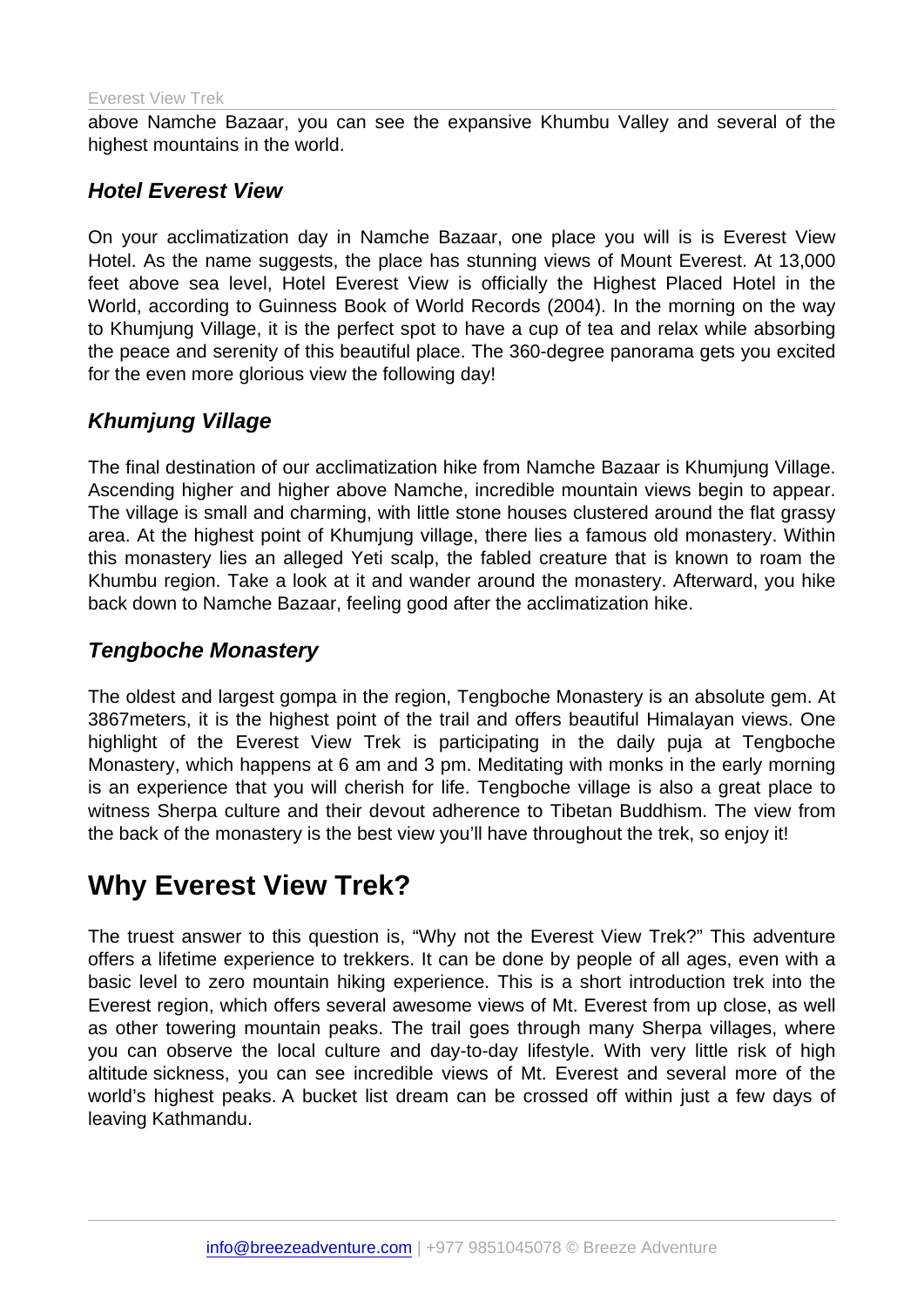above Namche Bazaar, you can see the expansive Khumbu Valley and several of the highest mountains in the world.

### *Hotel Everest View*

On your acclimatization day in Namche Bazaar, one place you will is is Everest View Hotel. As the name suggests, the place has stunning views of Mount Everest. At 13,000 feet above sea level, Hotel Everest View is officially the Highest Placed Hotel in the World, according to Guinness Book of World Records (2004). In the morning on the way to Khumjung Village, it is the perfect spot to have a cup of tea and relax while absorbing the peace and serenity of this beautiful place. The 360-degree panorama gets you excited for the even more glorious view the following day!

### *Khumjung Village*

The final destination of our acclimatization hike from Namche Bazaar is Khumjung Village. Ascending higher and higher above Namche, incredible mountain views begin to appear. The village is small and charming, with little stone houses clustered around the flat grassy area. At the highest point of Khumjung village, there lies a famous old monastery. Within this monastery lies an alleged Yeti scalp, the fabled creature that is known to roam the Khumbu region. Take a look at it and wander around the monastery. Afterward, you hike back down to Namche Bazaar, feeling good after the acclimatization hike.

### *Tengboche Monastery*

The oldest and largest gompa in the region, Tengboche Monastery is an absolute gem. At 3867meters, it is the highest point of the trail and offers beautiful Himalayan views. One highlight of the Everest View Trek is participating in the daily puja at Tengboche Monastery, which happens at 6 am and 3 pm. Meditating with monks in the early morning is an experience that you will cherish for life. Tengboche village is also a great place to witness Sherpa culture and their devout adherence to Tibetan Buddhism. The view from the back of the monastery is the best view you'll have throughout the trek, so enjoy it!

## Why Everest View Trek?

The truest answer to this question is, "Why not the Everest View Trek?" This adventure offers a lifetime experience to trekkers. It can be done by people of all ages, even with a basic level to zero mountain hiking experience. This is a short introduction trek into the Everest region, which offers several awesome views of Mt. Everest from up close, as well as other towering mountain peaks. The trail goes through many Sherpa villages, where you can observe the local culture and day-to-day lifestyle. With very little risk of high altitude sickness, you can see incredible views of Mt. Everest and several more of the world's highest peaks. A bucket list dream can be crossed off within just a few days of leaving Kathmandu.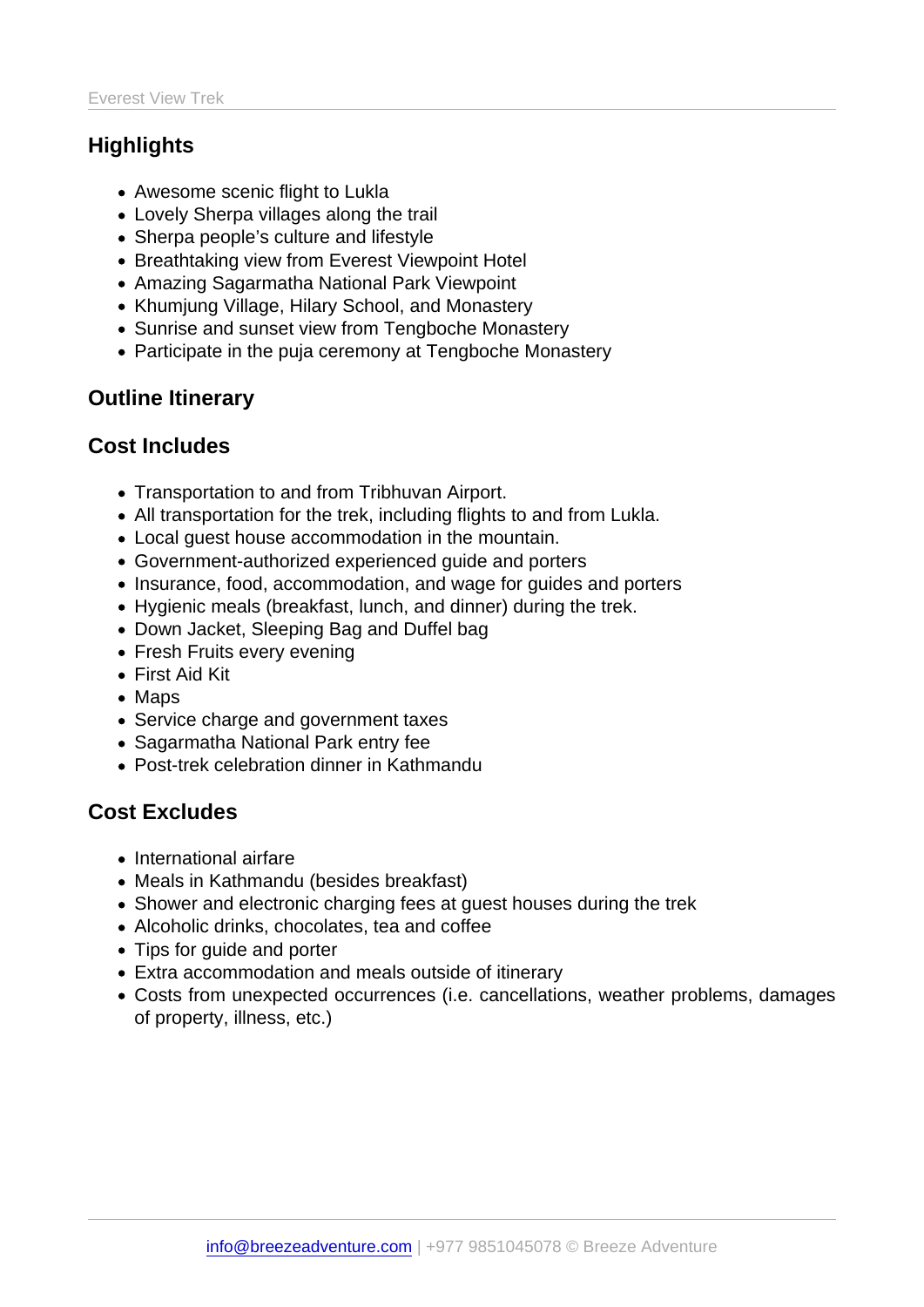## Highlights

- Awesome scenic flight to Lukla
- Lovely Sherpa villages along the trail
- Sherpa people's culture and lifestyle
- Breathtaking view from Everest Viewpoint Hotel
- Amazing Sagarmatha National Park Viewpoint
- Khumjung Village, Hilary School, and Monastery
- Sunrise and sunset view from Tengboche Monastery
- Participate in the puja ceremony at Tengboche Monastery

## Outline Itinerary

## Cost Includes

- Transportation to and from Tribhuvan Airport.
- All transportation for the trek, including flights to and from Lukla.
- Local guest house accommodation in the mountain.
- Government-authorized experienced guide and porters
- Insurance, food, accommodation, and wage for guides and porters
- Hygienic meals (breakfast, lunch, and dinner) during the trek.
- Down Jacket, Sleeping Bag and Duffel bag
- Fresh Fruits every evening
- First Aid Kit
- Maps
- Service charge and government taxes
- Sagarmatha National Park entry fee
- Post-trek celebration dinner in Kathmandu

## Cost Excludes

- International airfare
- Meals in Kathmandu (besides breakfast)
- Shower and electronic charging fees at guest houses during the trek
- Alcoholic drinks, chocolates, tea and coffee
- Tips for guide and porter
- Extra accommodation and meals outside of itinerary
- Costs from unexpected occurrences (i.e. cancellations, weather problems, damages of property, illness, etc.)